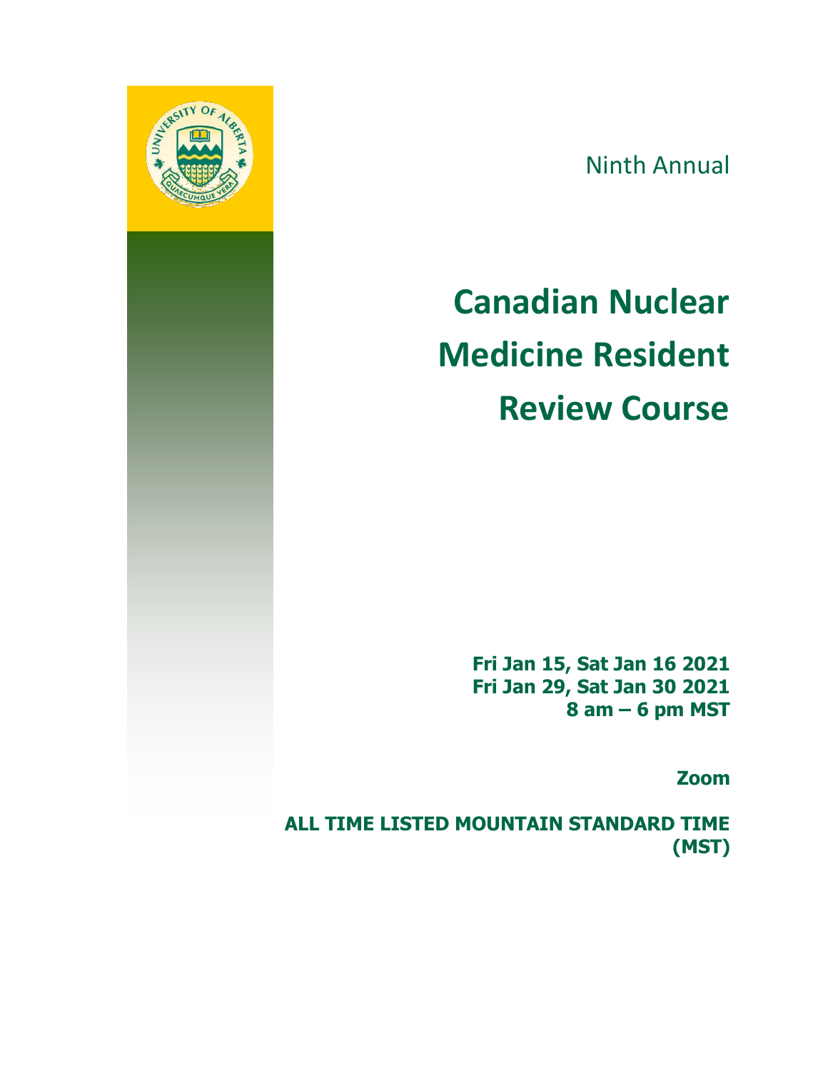Ninth Annual

# Canadian Nuclear Medicine Resident Review Course

**Fri Jan 15, Sat Jan 16 2021**
**Fri Jan 29, Sat Jan 30 2021**
**8 am – 6 pm MST**

**Zoom**

**ALL TIME LISTED MOUNTAIN STANDARD TIME (MST)**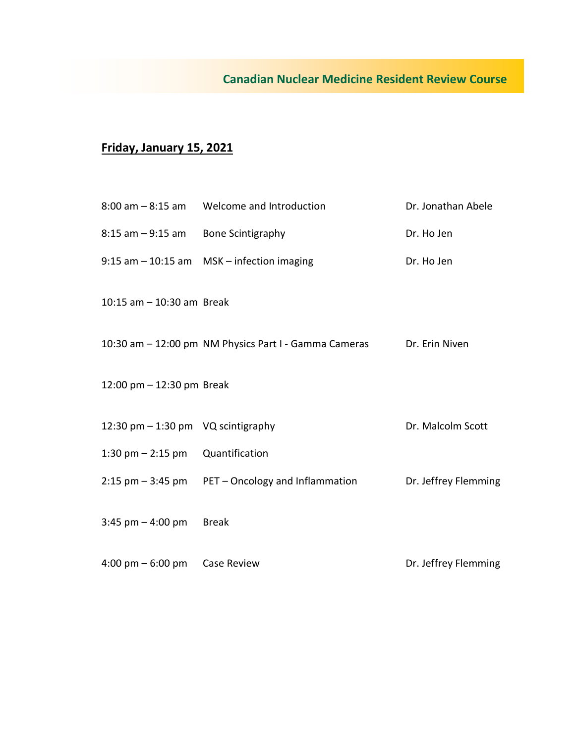## Canadian Nuclear Medicine Resident Review Course

### **Friday, January 15, 2021**

| Time | Session | Speaker |
|---|---|---|
| 8:00 am – 8:15 am | Welcome and Introduction | Dr. Jonathan Abele |
| 8:15 am – 9:15 am | Bone Scintigraphy | Dr. Ho Jen |
| 9:15 am – 10:15 am | MSK – infection imaging | Dr. Ho Jen |
| 10:15 am – 10:30 am | Break | |
| 10:30 am – 12:00 pm | NM Physics Part I - Gamma Cameras | Dr. Erin Niven |
| 12:00 pm – 12:30 pm | Break | |
| 12:30 pm – 1:30 pm | VQ scintigraphy | Dr. Malcolm Scott |
| 1:30 pm – 2:15 pm | Quantification | |
| 2:15 pm – 3:45 pm | PET – Oncology and Inflammation | Dr. Jeffrey Flemming |
| 3:45 pm – 4:00 pm | Break | |
| 4:00 pm – 6:00 pm | Case Review | Dr. Jeffrey Flemming |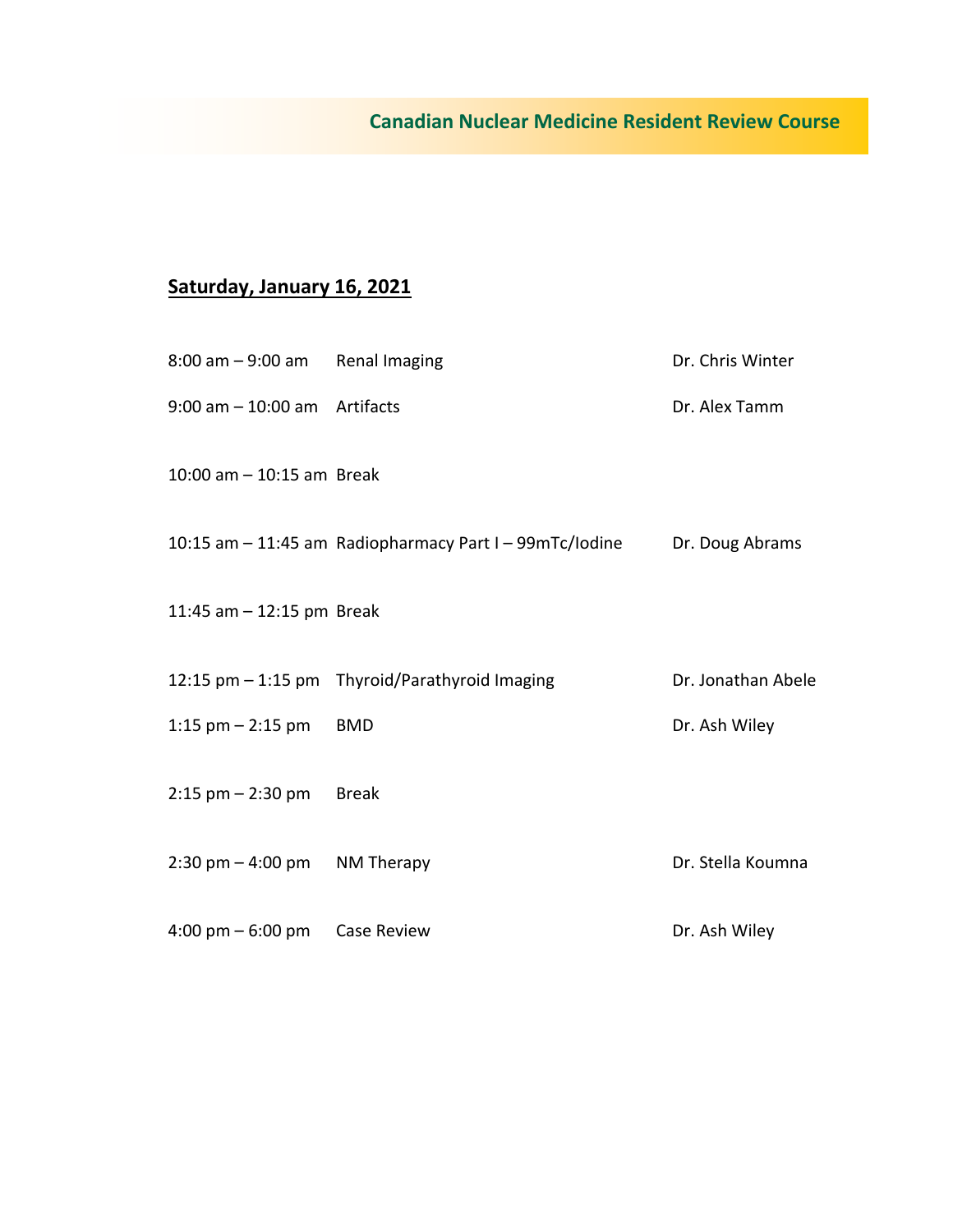## Saturday, January 16, 2021

| Time | Session | Speaker |
|---|---|---|
| 8:00 am – 9:00 am | Renal Imaging | Dr. Chris Winter |
| 9:00 am – 10:00 am | Artifacts | Dr. Alex Tamm |
| 10:00 am – 10:15 am | Break | |
| 10:15 am – 11:45 am | Radiopharmacy Part I – 99mTc/Iodine | Dr. Doug Abrams |
| 11:45 am – 12:15 pm | Break | |
| 12:15 pm – 1:15 pm | Thyroid/Parathyroid Imaging | Dr. Jonathan Abele |
| 1:15 pm – 2:15 pm | BMD | Dr. Ash Wiley |
| 2:15 pm – 2:30 pm | Break | |
| 2:30 pm – 4:00 pm | NM Therapy | Dr. Stella Koumna |
| 4:00 pm – 6:00 pm | Case Review | Dr. Ash Wiley |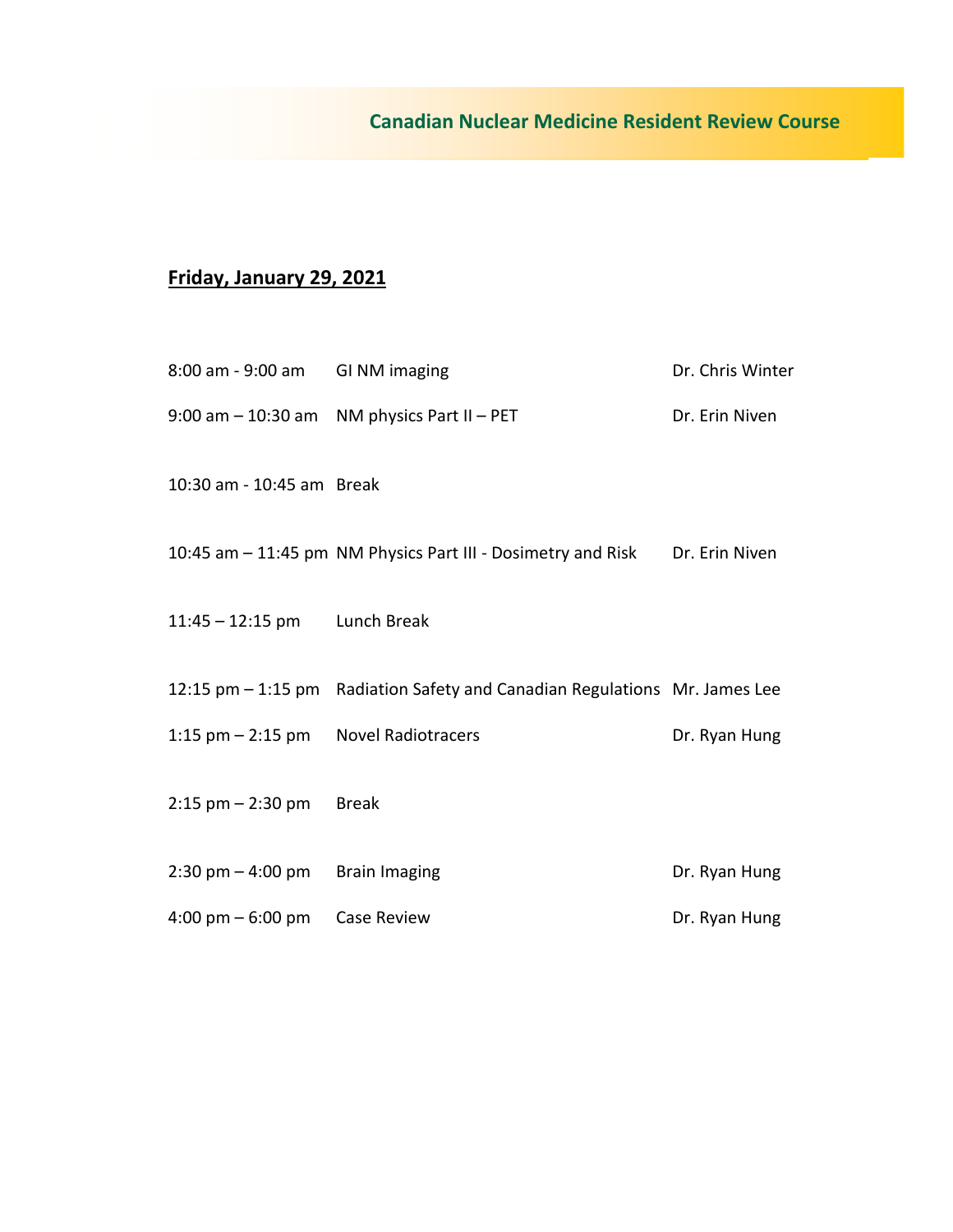## Canadian Nuclear Medicine Resident Review Course

**Friday, January 29, 2021**

| Time | Session | Speaker |
| --- | --- | --- |
| 8:00 am - 9:00 am | GI NM imaging | Dr. Chris Winter |
| 9:00 am – 10:30 am | NM physics Part II – PET | Dr. Erin Niven |
| 10:30 am - 10:45 am | Break | |
| 10:45 am – 11:45 pm | NM Physics Part III - Dosimetry and Risk | Dr. Erin Niven |
| 11:45 – 12:15 pm | Lunch Break | |
| 12:15 pm – 1:15 pm | Radiation Safety and Canadian Regulations | Mr. James Lee |
| 1:15 pm – 2:15 pm | Novel Radiotracers | Dr. Ryan Hung |
| 2:15 pm – 2:30 pm | Break | |
| 2:30 pm – 4:00 pm | Brain Imaging | Dr. Ryan Hung |
| 4:00 pm – 6:00 pm | Case Review | Dr. Ryan Hung |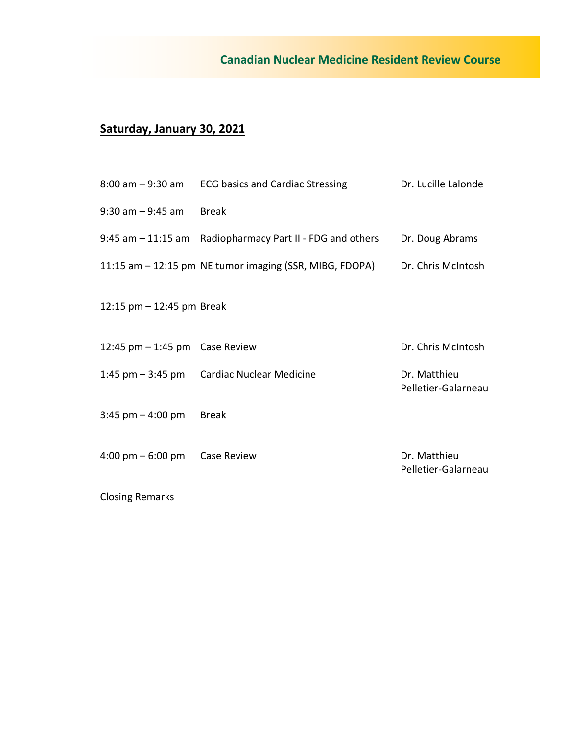**Canadian Nuclear Medicine Resident Review Course**

## Saturday, January 30, 2021

| | | |
|---|---|---|
| 8:00 am – 9:30 am | ECG basics and Cardiac Stressing | Dr. Lucille Lalonde |
| 9:30 am – 9:45 am | Break | |
| 9:45 am – 11:15 am | Radiopharmacy Part II - FDG and others | Dr. Doug Abrams |
| 11:15 am – 12:15 pm | NE tumor imaging (SSR, MIBG, FDOPA) | Dr. Chris McIntosh |
| 12:15 pm – 12:45 pm | Break | |
| 12:45 pm – 1:45 pm | Case Review | Dr. Chris McIntosh |
| 1:45 pm – 3:45 pm | Cardiac Nuclear Medicine | Dr. Matthieu Pelletier-Galarneau |
| 3:45 pm – 4:00 pm | Break | |
| 4:00 pm – 6:00 pm | Case Review | Dr. Matthieu Pelletier-Galarneau |

Closing Remarks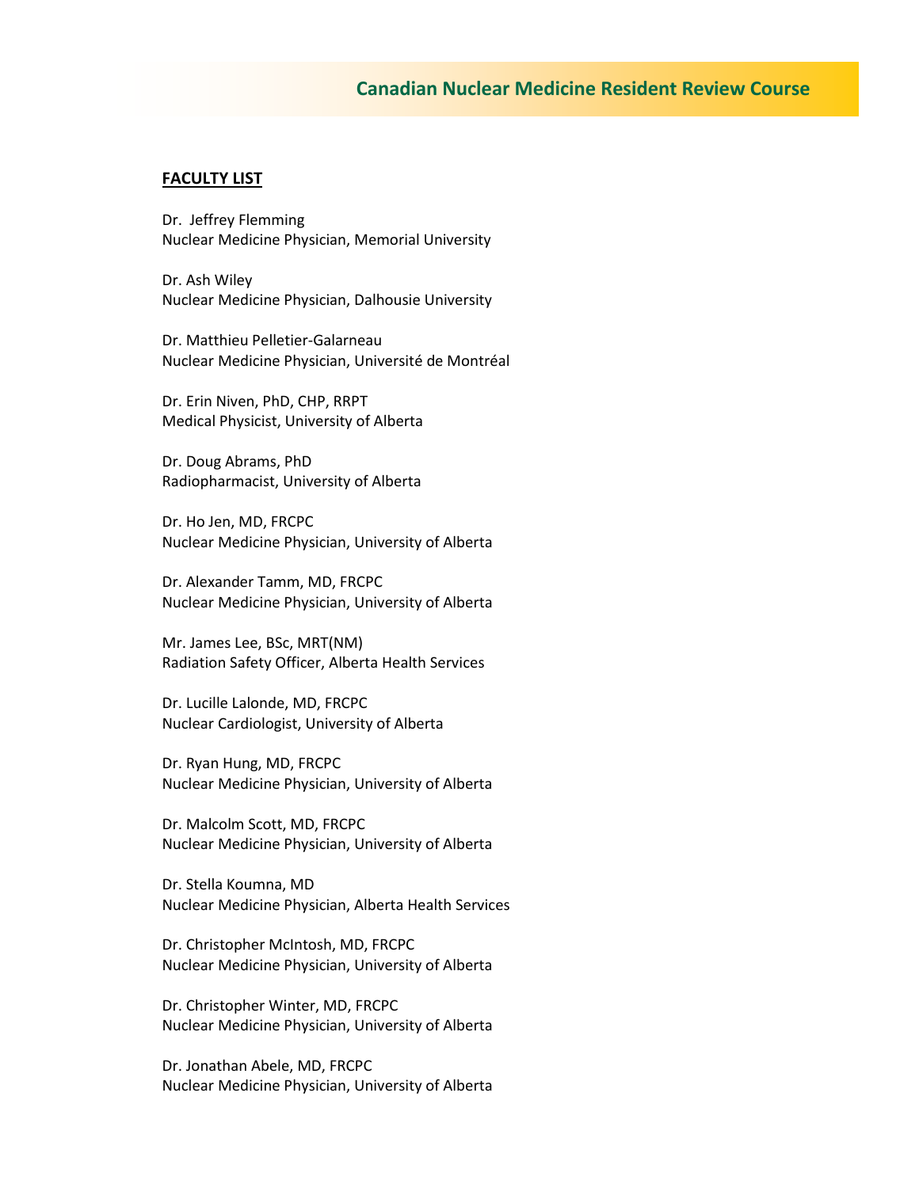**FACULTY LIST**

Dr. Jeffrey Flemming
Nuclear Medicine Physician, Memorial University

Dr. Ash Wiley
Nuclear Medicine Physician, Dalhousie University

Dr. Matthieu Pelletier-Galarneau
Nuclear Medicine Physician, Université de Montréal

Dr. Erin Niven, PhD, CHP, RRPT
Medical Physicist, University of Alberta

Dr. Doug Abrams, PhD
Radiopharmacist, University of Alberta

Dr. Ho Jen, MD, FRCPC
Nuclear Medicine Physician, University of Alberta

Dr. Alexander Tamm, MD, FRCPC
Nuclear Medicine Physician, University of Alberta

Mr. James Lee, BSc, MRT(NM)
Radiation Safety Officer, Alberta Health Services

Dr. Lucille Lalonde, MD, FRCPC
Nuclear Cardiologist, University of Alberta

Dr. Ryan Hung, MD, FRCPC
Nuclear Medicine Physician, University of Alberta

Dr. Malcolm Scott, MD, FRCPC
Nuclear Medicine Physician, University of Alberta

Dr. Stella Koumna, MD
Nuclear Medicine Physician, Alberta Health Services

Dr. Christopher McIntosh, MD, FRCPC
Nuclear Medicine Physician, University of Alberta

Dr. Christopher Winter, MD, FRCPC
Nuclear Medicine Physician, University of Alberta

Dr. Jonathan Abele, MD, FRCPC
Nuclear Medicine Physician, University of Alberta